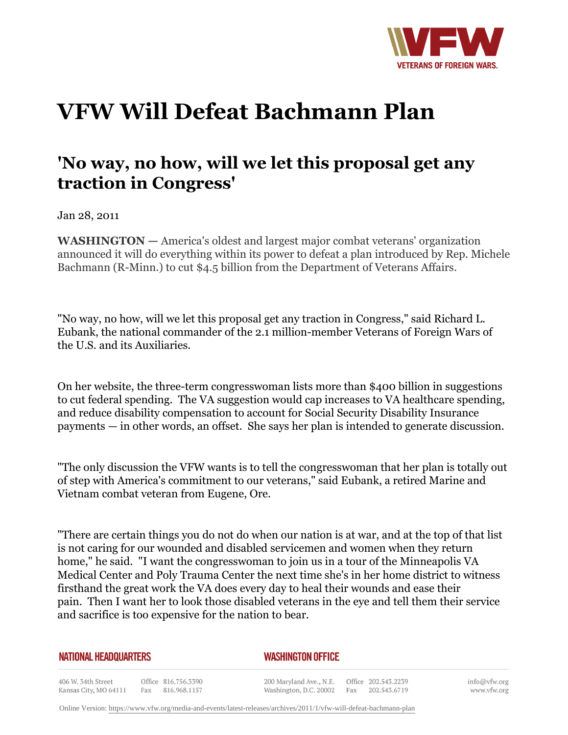# VFW Will Defeat Bachmann Plan

## 'No way, no how, will we let this proposal get any traction in Congress'

Jan 28, 2011

**WASHINGTON —** America's oldest and largest major combat veterans' organization announced it will do everything within its power to defeat a plan introduced by Rep. Michele Bachmann (R-Minn.) to cut $4.5 billion from the Department of Veterans Affairs.

"No way, no how, will we let this proposal get any traction in Congress," said Richard L. Eubank, the national commander of the 2.1 million-member Veterans of Foreign Wars of the U.S. and its Auxiliaries.

On her website, the three-term congresswoman lists more than $400 billion in suggestions to cut federal spending. The VA suggestion would cap increases to VA healthcare spending, and reduce disability compensation to account for Social Security Disability Insurance payments — in other words, an offset. She says her plan is intended to generate discussion.

"The only discussion the VFW wants is to tell the congresswoman that her plan is totally out of step with America's commitment to our veterans," said Eubank, a retired Marine and Vietnam combat veteran from Eugene, Ore.

"There are certain things you do not do when our nation is at war, and at the top of that list is not caring for our wounded and disabled servicemen and women when they return home," he said. "I want the congresswoman to join us in a tour of the Minneapolis VA Medical Center and Poly Trauma Center the next time she's in her home district to witness firsthand the great work the VA does every day to heal their wounds and ease their pain. Then I want her to look those disabled veterans in the eye and tell them their service and sacrifice is too expensive for the nation to bear.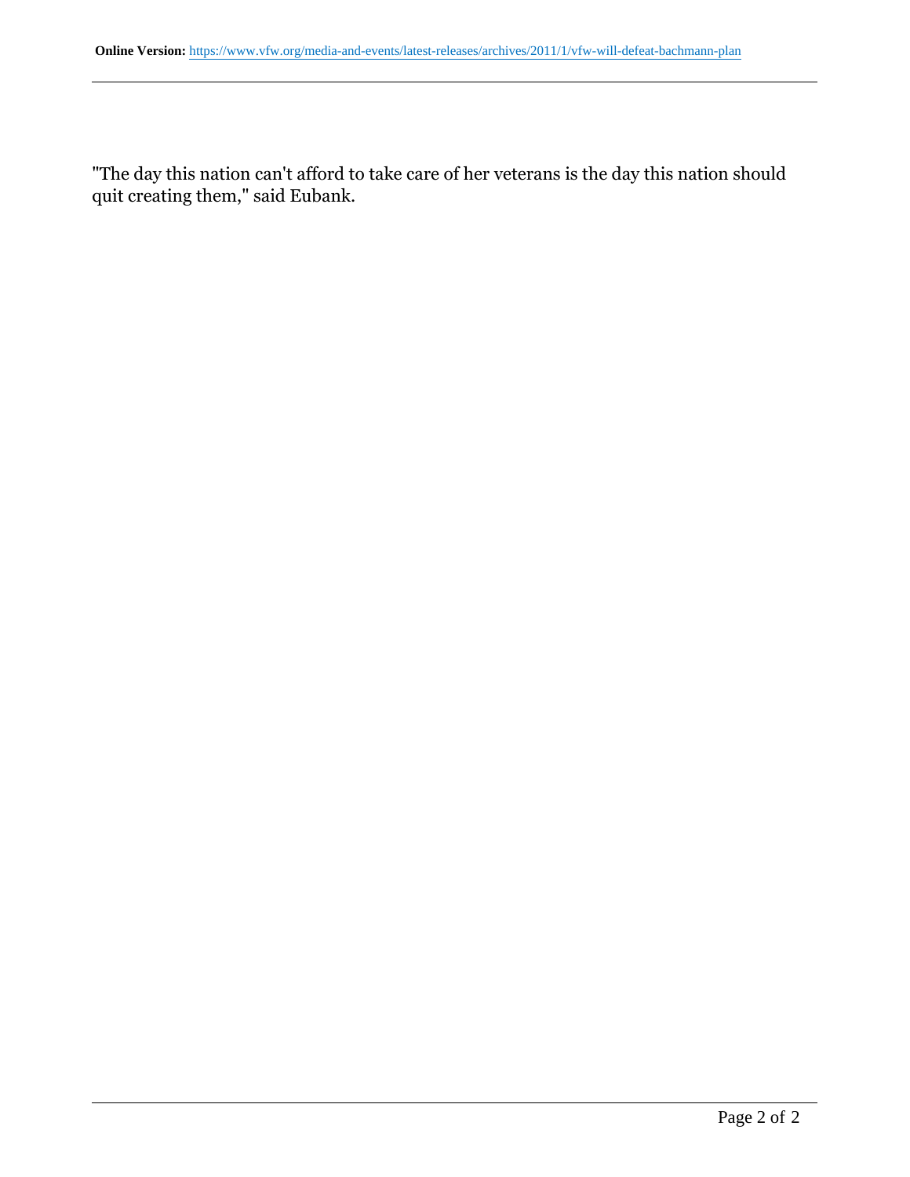"The day this nation can't afford to take care of her veterans is the day this nation should quit creating them," said Eubank.